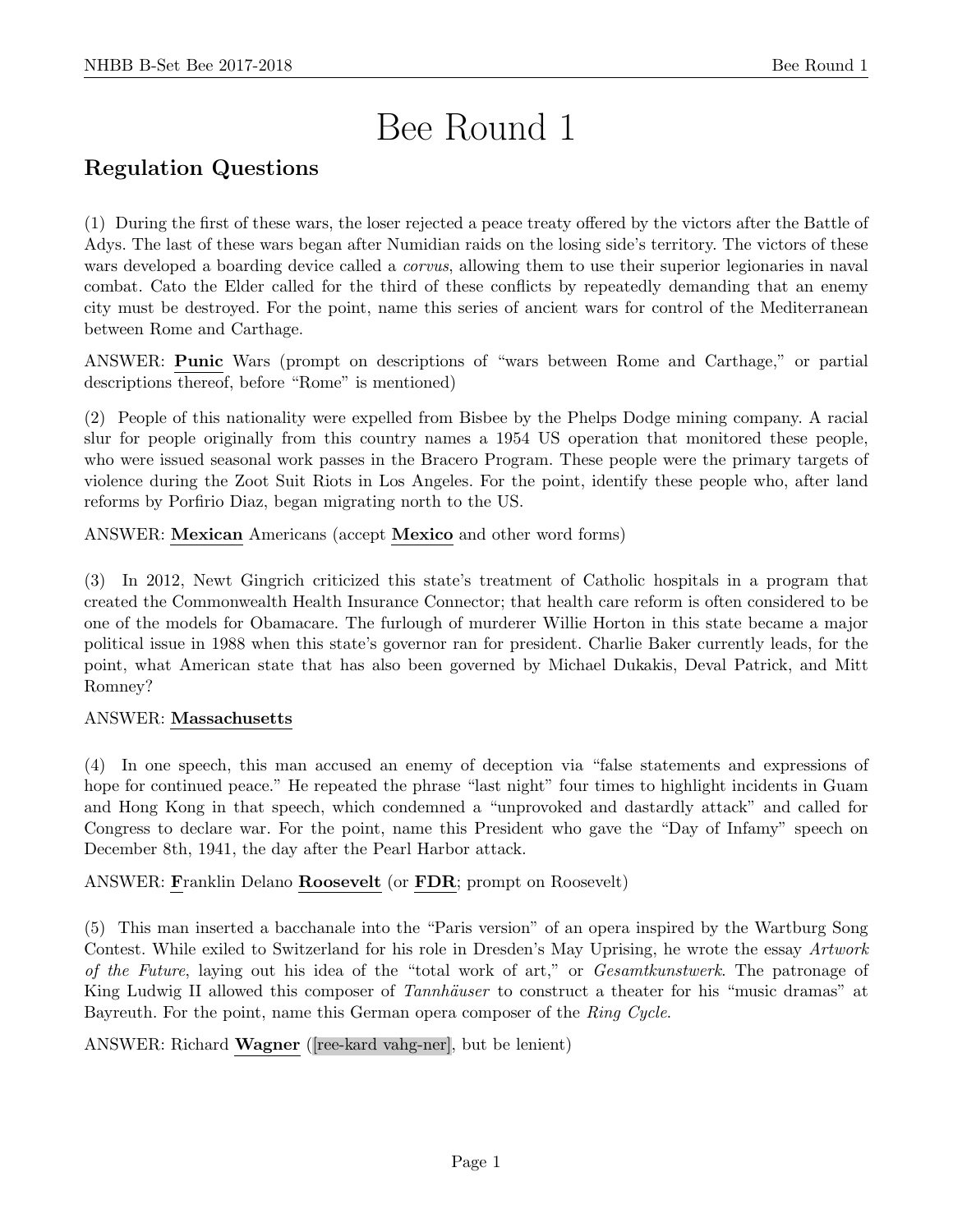# Bee Round 1

## Regulation Questions

(1) During the first of these wars, the loser rejected a peace treaty offered by the victors after the Battle of Adys. The last of these wars began after Numidian raids on the losing side's territory. The victors of these wars developed a boarding device called a *corvus*, allowing them to use their superior legionaries in naval combat. Cato the Elder called for the third of these conflicts by repeatedly demanding that an enemy city must be destroyed. For the point, name this series of ancient wars for control of the Mediterranean between Rome and Carthage.

ANSWER: **Punic** Wars (prompt on descriptions of "wars between Rome and Carthage," or partial descriptions thereof, before "Rome" is mentioned)

(2) People of this nationality were expelled from Bisbee by the Phelps Dodge mining company. A racial slur for people originally from this country names a 1954 US operation that monitored these people, who were issued seasonal work passes in the Bracero Program. These people were the primary targets of violence during the Zoot Suit Riots in Los Angeles. For the point, identify these people who, after land reforms by Porfirio Diaz, began migrating north to the US.

ANSWER: **Mexican** Americans (accept **Mexico** and other word forms)

(3) In 2012, Newt Gingrich criticized this state's treatment of Catholic hospitals in a program that created the Commonwealth Health Insurance Connector; that health care reform is often considered to be one of the models for Obamacare. The furlough of murderer Willie Horton in this state became a major political issue in 1988 when this state's governor ran for president. Charlie Baker currently leads, for the point, what American state that has also been governed by Michael Dukakis, Deval Patrick, and Mitt Romney?

ANSWER: **Massachusetts**

(4) In one speech, this man accused an enemy of deception via "false statements and expressions of hope for continued peace." He repeated the phrase "last night" four times to highlight incidents in Guam and Hong Kong in that speech, which condemned a "unprovoked and dastardly attack" and called for Congress to declare war. For the point, name this President who gave the "Day of Infamy" speech on December 8th, 1941, the day after the Pearl Harbor attack.

ANSWER: **F**ranklin Delano **Roosevelt** (or **FDR**; prompt on Roosevelt)

(5) This man inserted a bacchanale into the "Paris version" of an opera inspired by the Wartburg Song Contest. While exiled to Switzerland for his role in Dresden's May Uprising, he wrote the essay *Artwork of the Future*, laying out his idea of the "total work of art," or *Gesamtkunstwerk*. The patronage of King Ludwig II allowed this composer of *Tannhäuser* to construct a theater for his "music dramas" at Bayreuth. For the point, name this German opera composer of the *Ring Cycle*.

ANSWER: Richard **Wagner** ([ree-kard vahg-ner], but be lenient)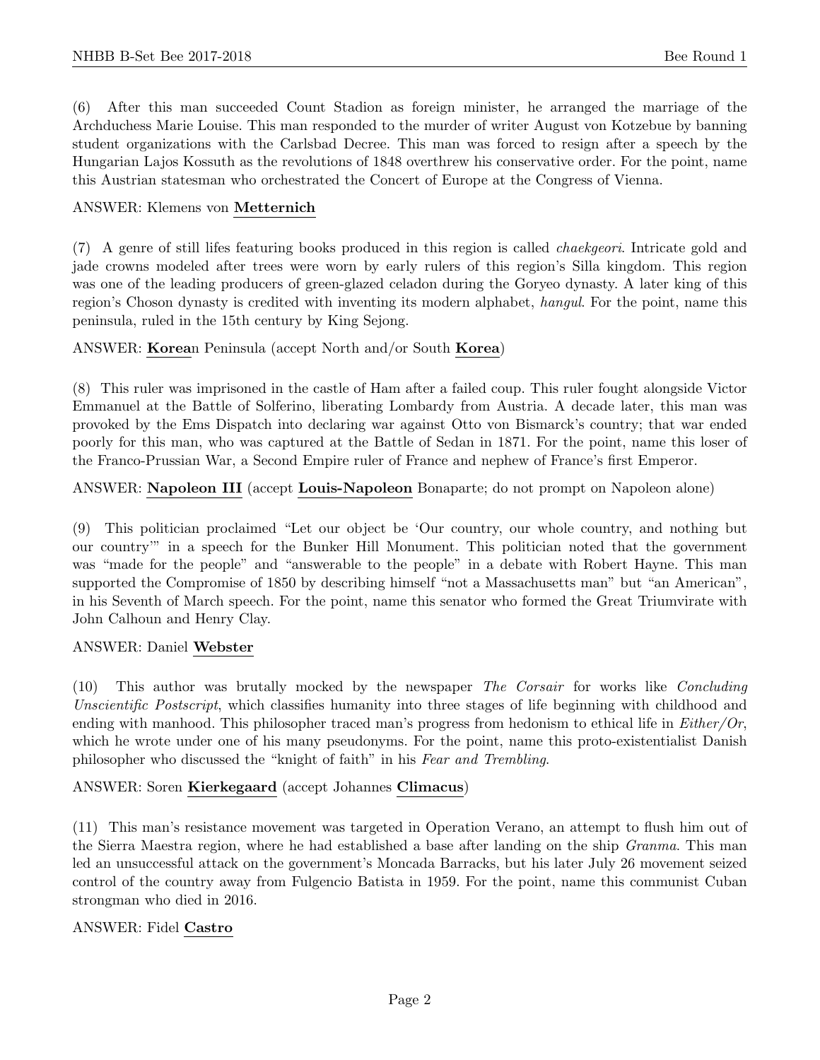(6) After this man succeeded Count Stadion as foreign minister, he arranged the marriage of the Archduchess Marie Louise. This man responded to the murder of writer August von Kotzebue by banning student organizations with the Carlsbad Decree. This man was forced to resign after a speech by the Hungarian Lajos Kossuth as the revolutions of 1848 overthrew his conservative order. For the point, name this Austrian statesman who orchestrated the Concert of Europe at the Congress of Vienna.

ANSWER: Klemens von **Metternich**

(7) A genre of still lifes featuring books produced in this region is called *chaekgeori*. Intricate gold and jade crowns modeled after trees were worn by early rulers of this region's Silla kingdom. This region was one of the leading producers of green-glazed celadon during the Goryeo dynasty. A later king of this region's Choson dynasty is credited with inventing its modern alphabet, *hangul*. For the point, name this peninsula, ruled in the 15th century by King Sejong.

ANSWER: **Korea**n Peninsula (accept North and/or South **Korea**)

(8) This ruler was imprisoned in the castle of Ham after a failed coup. This ruler fought alongside Victor Emmanuel at the Battle of Solferino, liberating Lombardy from Austria. A decade later, this man was provoked by the Ems Dispatch into declaring war against Otto von Bismarck's country; that war ended poorly for this man, who was captured at the Battle of Sedan in 1871. For the point, name this loser of the Franco-Prussian War, a Second Empire ruler of France and nephew of France's first Emperor.

ANSWER: **Napoleon III** (accept **Louis-Napoleon** Bonaparte; do not prompt on Napoleon alone)

(9) This politician proclaimed "Let our object be 'Our country, our whole country, and nothing but our country'" in a speech for the Bunker Hill Monument. This politician noted that the government was "made for the people" and "answerable to the people" in a debate with Robert Hayne. This man supported the Compromise of 1850 by describing himself "not a Massachusetts man" but "an American", in his Seventh of March speech. For the point, name this senator who formed the Great Triumvirate with John Calhoun and Henry Clay.

ANSWER: Daniel **Webster**

(10) This author was brutally mocked by the newspaper *The Corsair* for works like *Concluding Unscientific Postscript*, which classifies humanity into three stages of life beginning with childhood and ending with manhood. This philosopher traced man's progress from hedonism to ethical life in *Either/Or*, which he wrote under one of his many pseudonyms. For the point, name this proto-existentialist Danish philosopher who discussed the "knight of faith" in his *Fear and Trembling*.

ANSWER: Soren **Kierkegaard** (accept Johannes **Climacus**)

(11) This man's resistance movement was targeted in Operation Verano, an attempt to flush him out of the Sierra Maestra region, where he had established a base after landing on the ship *Granma*. This man led an unsuccessful attack on the government's Moncada Barracks, but his later July 26 movement seized control of the country away from Fulgencio Batista in 1959. For the point, name this communist Cuban strongman who died in 2016.

ANSWER: Fidel **Castro**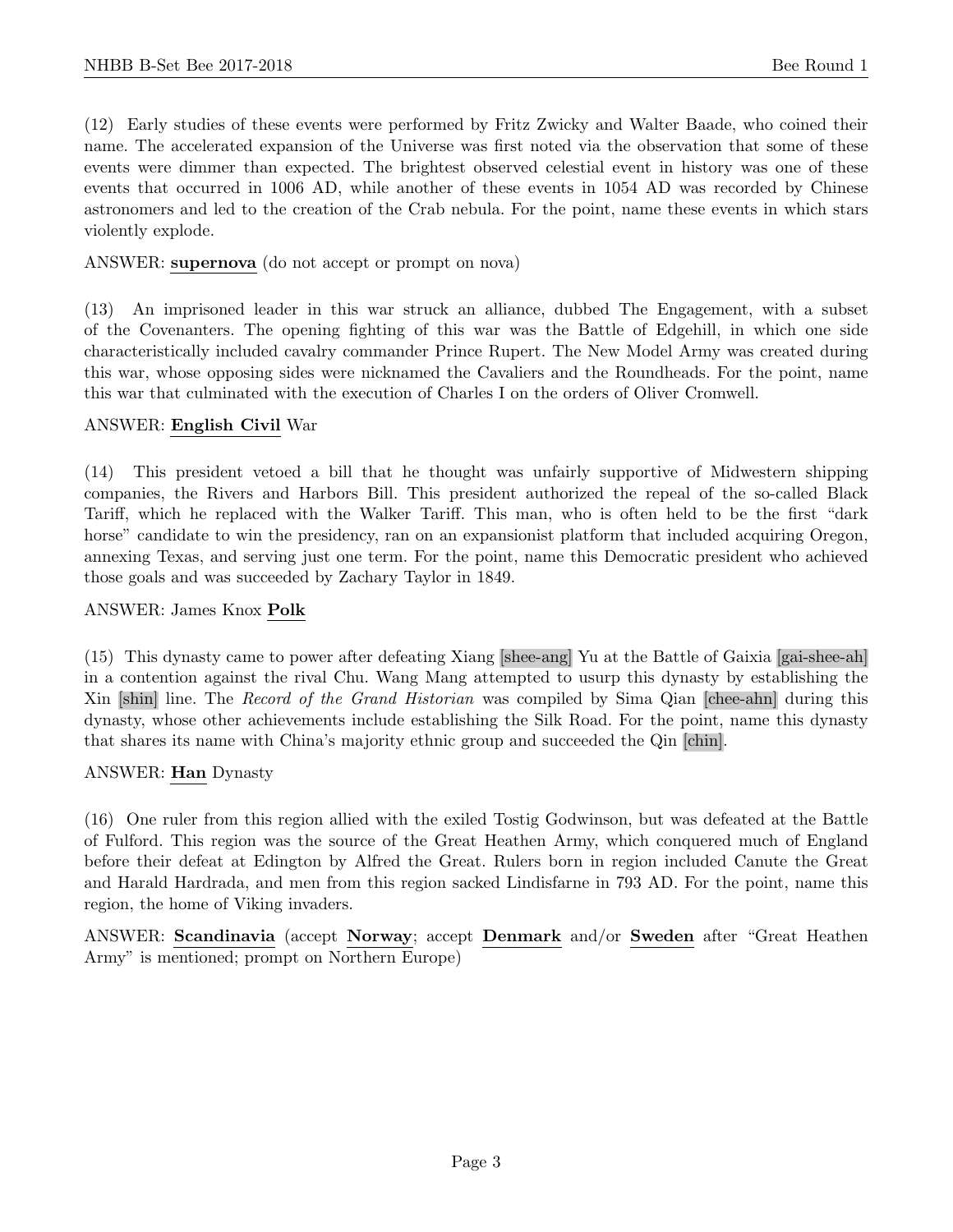(12) Early studies of these events were performed by Fritz Zwicky and Walter Baade, who coined their name. The accelerated expansion of the Universe was first noted via the observation that some of these events were dimmer than expected. The brightest observed celestial event in history was one of these events that occurred in 1006 AD, while another of these events in 1054 AD was recorded by Chinese astronomers and led to the creation of the Crab nebula. For the point, name these events in which stars violently explode.

ANSWER: **supernova** (do not accept or prompt on nova)

(13) An imprisoned leader in this war struck an alliance, dubbed The Engagement, with a subset of the Covenanters. The opening fighting of this war was the Battle of Edgehill, in which one side characteristically included cavalry commander Prince Rupert. The New Model Army was created during this war, whose opposing sides were nicknamed the Cavaliers and the Roundheads. For the point, name this war that culminated with the execution of Charles I on the orders of Oliver Cromwell.

ANSWER: **English Civil** War

(14) This president vetoed a bill that he thought was unfairly supportive of Midwestern shipping companies, the Rivers and Harbors Bill. This president authorized the repeal of the so-called Black Tariff, which he replaced with the Walker Tariff. This man, who is often held to be the first "dark horse" candidate to win the presidency, ran on an expansionist platform that included acquiring Oregon, annexing Texas, and serving just one term. For the point, name this Democratic president who achieved those goals and was succeeded by Zachary Taylor in 1849.

ANSWER: James Knox **Polk**

(15) This dynasty came to power after defeating Xiang [shee-ang] Yu at the Battle of Gaixia [gai-shee-ah] in a contention against the rival Chu. Wang Mang attempted to usurp this dynasty by establishing the Xin [shin] line. The *Record of the Grand Historian* was compiled by Sima Qian [chee-ahn] during this dynasty, whose other achievements include establishing the Silk Road. For the point, name this dynasty that shares its name with China's majority ethnic group and succeeded the Qin [chin].

ANSWER: **Han** Dynasty

(16) One ruler from this region allied with the exiled Tostig Godwinson, but was defeated at the Battle of Fulford. This region was the source of the Great Heathen Army, which conquered much of England before their defeat at Edington by Alfred the Great. Rulers born in region included Canute the Great and Harald Hardrada, and men from this region sacked Lindisfarne in 793 AD. For the point, name this region, the home of Viking invaders.

ANSWER: **Scandinavia** (accept **Norway**; accept **Denmark** and/or **Sweden** after "Great Heathen Army" is mentioned; prompt on Northern Europe)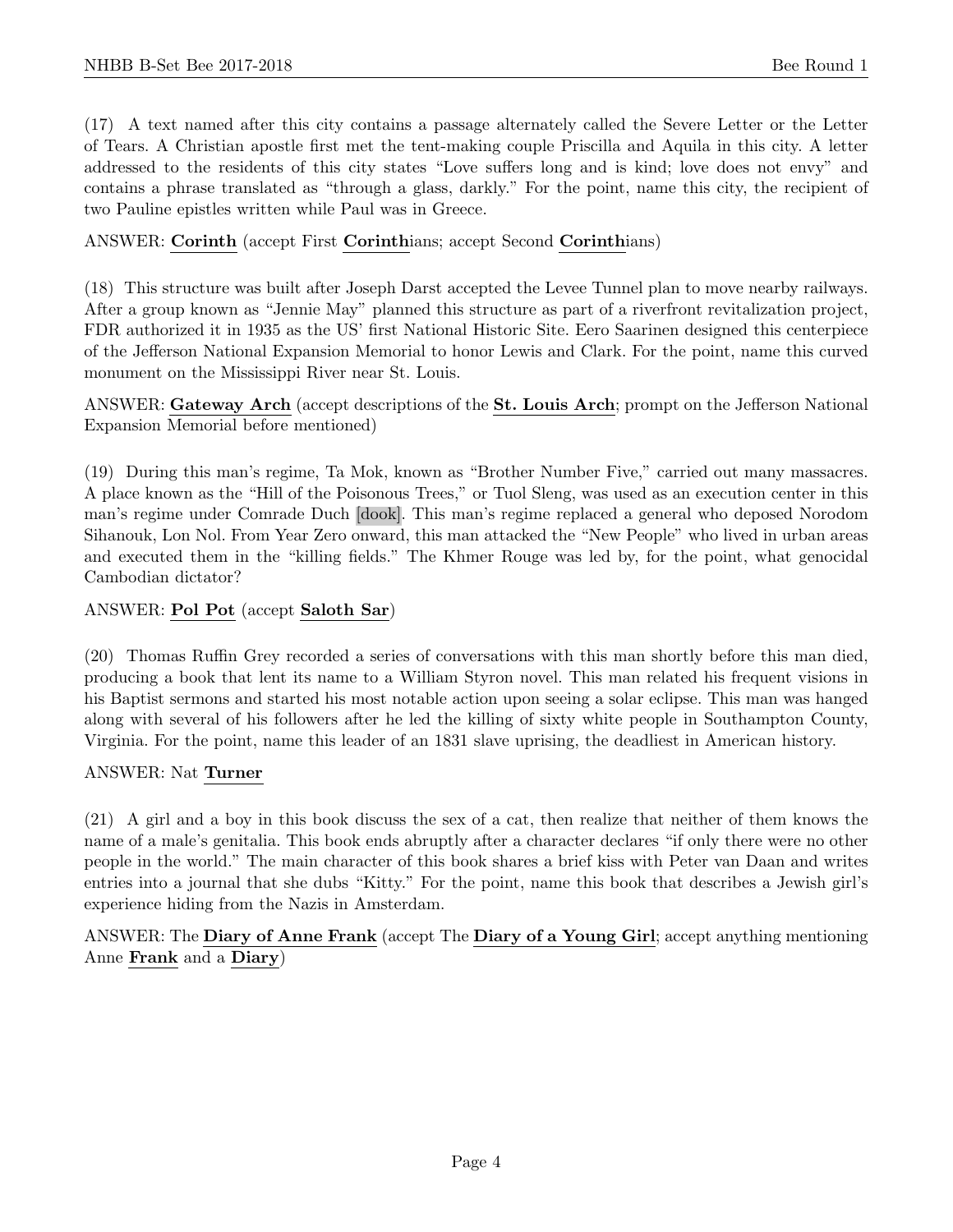(17) A text named after this city contains a passage alternately called the Severe Letter or the Letter of Tears. A Christian apostle first met the tent-making couple Priscilla and Aquila in this city. A letter addressed to the residents of this city states "Love suffers long and is kind; love does not envy" and contains a phrase translated as "through a glass, darkly." For the point, name this city, the recipient of two Pauline epistles written while Paul was in Greece.

ANSWER: **Corinth** (accept First **Corinth**ians; accept Second **Corinth**ians)

(18) This structure was built after Joseph Darst accepted the Levee Tunnel plan to move nearby railways. After a group known as "Jennie May" planned this structure as part of a riverfront revitalization project, FDR authorized it in 1935 as the US' first National Historic Site. Eero Saarinen designed this centerpiece of the Jefferson National Expansion Memorial to honor Lewis and Clark. For the point, name this curved monument on the Mississippi River near St. Louis.

ANSWER: **Gateway Arch** (accept descriptions of the **St. Louis Arch**; prompt on the Jefferson National Expansion Memorial before mentioned)

(19) During this man's regime, Ta Mok, known as "Brother Number Five," carried out many massacres. A place known as the "Hill of the Poisonous Trees," or Tuol Sleng, was used as an execution center in this man's regime under Comrade Duch [dook]. This man's regime replaced a general who deposed Norodom Sihanouk, Lon Nol. From Year Zero onward, this man attacked the "New People" who lived in urban areas and executed them in the "killing fields." The Khmer Rouge was led by, for the point, what genocidal Cambodian dictator?

ANSWER: **Pol Pot** (accept **Saloth Sar**)

(20) Thomas Ruffin Grey recorded a series of conversations with this man shortly before this man died, producing a book that lent its name to a William Styron novel. This man related his frequent visions in his Baptist sermons and started his most notable action upon seeing a solar eclipse. This man was hanged along with several of his followers after he led the killing of sixty white people in Southampton County, Virginia. For the point, name this leader of an 1831 slave uprising, the deadliest in American history.

ANSWER: Nat **Turner**

(21) A girl and a boy in this book discuss the sex of a cat, then realize that neither of them knows the name of a male's genitalia. This book ends abruptly after a character declares "if only there were no other people in the world." The main character of this book shares a brief kiss with Peter van Daan and writes entries into a journal that she dubs "Kitty." For the point, name this book that describes a Jewish girl's experience hiding from the Nazis in Amsterdam.

ANSWER: The **Diary of Anne Frank** (accept The **Diary of a Young Girl**; accept anything mentioning Anne **Frank** and a **Diary**)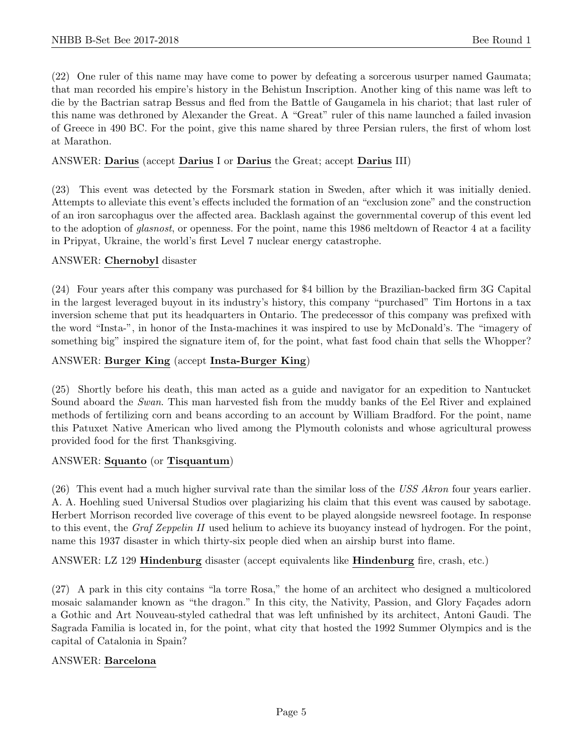(22) One ruler of this name may have come to power by defeating a sorcerous usurper named Gaumata; that man recorded his empire's history in the Behistun Inscription. Another king of this name was left to die by the Bactrian satrap Bessus and fled from the Battle of Gaugamela in his chariot; that last ruler of this name was dethroned by Alexander the Great. A "Great" ruler of this name launched a failed invasion of Greece in 490 BC. For the point, give this name shared by three Persian rulers, the first of whom lost at Marathon.

ANSWER: **Darius** (accept **Darius** I or **Darius** the Great; accept **Darius** III)

(23) This event was detected by the Forsmark station in Sweden, after which it was initially denied. Attempts to alleviate this event's effects included the formation of an "exclusion zone" and the construction of an iron sarcophagus over the affected area. Backlash against the governmental coverup of this event led to the adoption of *glasnost*, or openness. For the point, name this 1986 meltdown of Reactor 4 at a facility in Pripyat, Ukraine, the world's first Level 7 nuclear energy catastrophe.

ANSWER: **Chernobyl** disaster

(24) Four years after this company was purchased for $4 billion by the Brazilian-backed firm 3G Capital in the largest leveraged buyout in its industry's history, this company "purchased" Tim Hortons in a tax inversion scheme that put its headquarters in Ontario. The predecessor of this company was prefixed with the word "Insta-", in honor of the Insta-machines it was inspired to use by McDonald's. The "imagery of something big" inspired the signature item of, for the point, what fast food chain that sells the Whopper?

ANSWER: **Burger King** (accept **Insta-Burger King**)

(25) Shortly before his death, this man acted as a guide and navigator for an expedition to Nantucket Sound aboard the *Swan*. This man harvested fish from the muddy banks of the Eel River and explained methods of fertilizing corn and beans according to an account by William Bradford. For the point, name this Patuxet Native American who lived among the Plymouth colonists and whose agricultural prowess provided food for the first Thanksgiving.

ANSWER: **Squanto** (or **Tisquantum**)

(26) This event had a much higher survival rate than the similar loss of the *USS Akron* four years earlier. A. A. Hoehling sued Universal Studios over plagiarizing his claim that this event was caused by sabotage. Herbert Morrison recorded live coverage of this event to be played alongside newsreel footage. In response to this event, the *Graf Zeppelin II* used helium to achieve its buoyancy instead of hydrogen. For the point, name this 1937 disaster in which thirty-six people died when an airship burst into flame.

ANSWER: LZ 129 **Hindenburg** disaster (accept equivalents like **Hindenburg** fire, crash, etc.)

(27) A park in this city contains "la torre Rosa," the home of an architect who designed a multicolored mosaic salamander known as "the dragon." In this city, the Nativity, Passion, and Glory Façades adorn a Gothic and Art Nouveau-styled cathedral that was left unfinished by its architect, Antoni Gaudi. The Sagrada Familia is located in, for the point, what city that hosted the 1992 Summer Olympics and is the capital of Catalonia in Spain?

ANSWER: **Barcelona**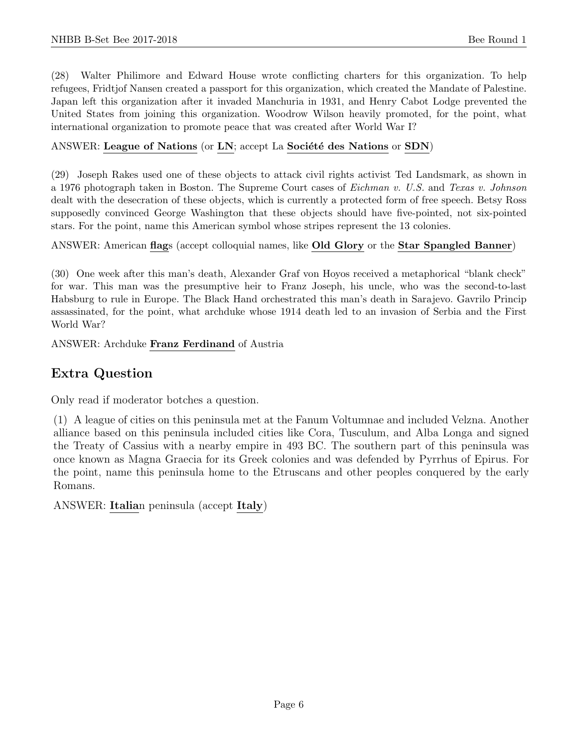(28) Walter Philimore and Edward House wrote conflicting charters for this organization. To help refugees, Fridtjof Nansen created a passport for this organization, which created the Mandate of Palestine. Japan left this organization after it invaded Manchuria in 1931, and Henry Cabot Lodge prevented the United States from joining this organization. Woodrow Wilson heavily promoted, for the point, what international organization to promote peace that was created after World War I?

ANSWER: **League of Nations** (or **LN**; accept La **Société des Nations** or **SDN**)

(29) Joseph Rakes used one of these objects to attack civil rights activist Ted Landsmark, as shown in a 1976 photograph taken in Boston. The Supreme Court cases of *Eichman v. U.S.* and *Texas v. Johnson* dealt with the desecration of these objects, which is currently a protected form of free speech. Betsy Ross supposedly convinced George Washington that these objects should have five-pointed, not six-pointed stars. For the point, name this American symbol whose stripes represent the 13 colonies.

ANSWER: American **flag**s (accept colloquial names, like **Old Glory** or the **Star Spangled Banner**)

(30) One week after this man's death, Alexander Graf von Hoyos received a metaphorical "blank check" for war. This man was the presumptive heir to Franz Joseph, his uncle, who was the second-to-last Habsburg to rule in Europe. The Black Hand orchestrated this man's death in Sarajevo. Gavrilo Princip assassinated, for the point, what archduke whose 1914 death led to an invasion of Serbia and the First World War?

ANSWER: Archduke **Franz Ferdinand** of Austria

## Extra Question

Only read if moderator botches a question.

(1) A league of cities on this peninsula met at the Fanum Voltumnae and included Velzna. Another alliance based on this peninsula included cities like Cora, Tusculum, and Alba Longa and signed the Treaty of Cassius with a nearby empire in 493 BC. The southern part of this peninsula was once known as Magna Graecia for its Greek colonies and was defended by Pyrrhus of Epirus. For the point, name this peninsula home to the Etruscans and other peoples conquered by the early Romans.

ANSWER: **Italia**n peninsula (accept **Italy**)